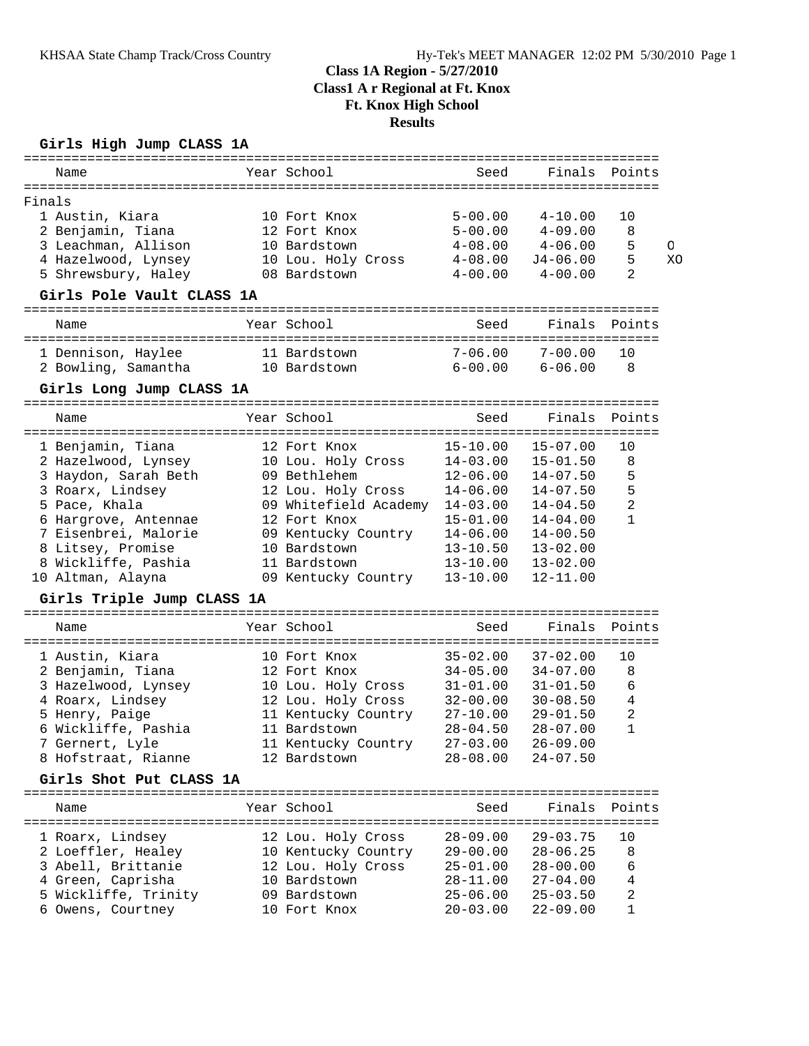# Class 1A Region - 5/27/2010
## Class1 A r Regional at Ft. Knox
## Ft. Knox High School
## Results

### Girls High Jump CLASS 1A

Finals

| Place | Name | Year | School | Seed | Finals | Points | |
|---|---|---|---|---|---|---|---|
| 1 | Austin, Kiara | 10 | Fort Knox | 5-00.00 | 4-10.00 | 10 | |
| 2 | Benjamin, Tiana | 12 | Fort Knox | 5-00.00 | 4-09.00 | 8 | |
| 3 | Leachman, Allison | 10 | Bardstown | 4-08.00 | 4-06.00 | 5 | O |
| 4 | Hazelwood, Lynsey | 10 | Lou. Holy Cross | 4-08.00 | J4-06.00 | 5 | XO |
| 5 | Shrewsbury, Haley | 08 | Bardstown | 4-00.00 | 4-00.00 | 2 | |

### Girls Pole Vault CLASS 1A

| Place | Name | Year | School | Seed | Finals | Points |
|---|---|---|---|---|---|---|
| 1 | Dennison, Haylee | 11 | Bardstown | 7-06.00 | 7-00.00 | 10 |
| 2 | Bowling, Samantha | 10 | Bardstown | 6-00.00 | 6-06.00 | 8 |

### Girls Long Jump CLASS 1A

| Place | Name | Year | School | Seed | Finals | Points |
|---|---|---|---|---|---|---|
| 1 | Benjamin, Tiana | 12 | Fort Knox | 15-10.00 | 15-07.00 | 10 |
| 2 | Hazelwood, Lynsey | 10 | Lou. Holy Cross | 14-03.00 | 15-01.50 | 8 |
| 3 | Haydon, Sarah Beth | 09 | Bethlehem | 12-06.00 | 14-07.50 | 5 |
| 3 | Roarx, Lindsey | 12 | Lou. Holy Cross | 14-06.00 | 14-07.50 | 5 |
| 5 | Pace, Khala | 09 | Whitefield Academy | 14-03.00 | 14-04.50 | 2 |
| 6 | Hargrove, Antennae | 12 | Fort Knox | 15-01.00 | 14-04.00 | 1 |
| 7 | Eisenbrei, Malorie | 09 | Kentucky Country | 14-06.00 | 14-00.50 | |
| 8 | Litsey, Promise | 10 | Bardstown | 13-10.50 | 13-02.00 | |
| 8 | Wickliffe, Pashia | 11 | Bardstown | 13-10.00 | 13-02.00 | |
| 10 | Altman, Alayna | 09 | Kentucky Country | 13-10.00 | 12-11.00 | |

### Girls Triple Jump CLASS 1A

| Place | Name | Year | School | Seed | Finals | Points |
|---|---|---|---|---|---|---|
| 1 | Austin, Kiara | 10 | Fort Knox | 35-02.00 | 37-02.00 | 10 |
| 2 | Benjamin, Tiana | 12 | Fort Knox | 34-05.00 | 34-07.00 | 8 |
| 3 | Hazelwood, Lynsey | 10 | Lou. Holy Cross | 31-01.00 | 31-01.50 | 6 |
| 4 | Roarx, Lindsey | 12 | Lou. Holy Cross | 32-00.00 | 30-08.50 | 4 |
| 5 | Henry, Paige | 11 | Kentucky Country | 27-10.00 | 29-01.50 | 2 |
| 6 | Wickliffe, Pashia | 11 | Bardstown | 28-04.50 | 28-07.00 | 1 |
| 7 | Gernert, Lyle | 11 | Kentucky Country | 27-03.00 | 26-09.00 | |
| 8 | Hofstraat, Rianne | 12 | Bardstown | 28-08.00 | 24-07.50 | |

### Girls Shot Put CLASS 1A

| Place | Name | Year | School | Seed | Finals | Points |
|---|---|---|---|---|---|---|
| 1 | Roarx, Lindsey | 12 | Lou. Holy Cross | 28-09.00 | 29-03.75 | 10 |
| 2 | Loeffler, Healey | 10 | Kentucky Country | 29-00.00 | 28-06.25 | 8 |
| 3 | Abell, Brittanie | 12 | Lou. Holy Cross | 25-01.00 | 28-00.00 | 6 |
| 4 | Green, Caprisha | 10 | Bardstown | 28-11.00 | 27-04.00 | 4 |
| 5 | Wickliffe, Trinity | 09 | Bardstown | 25-06.00 | 25-03.50 | 2 |
| 6 | Owens, Courtney | 10 | Fort Knox | 20-03.00 | 22-09.00 | 1 |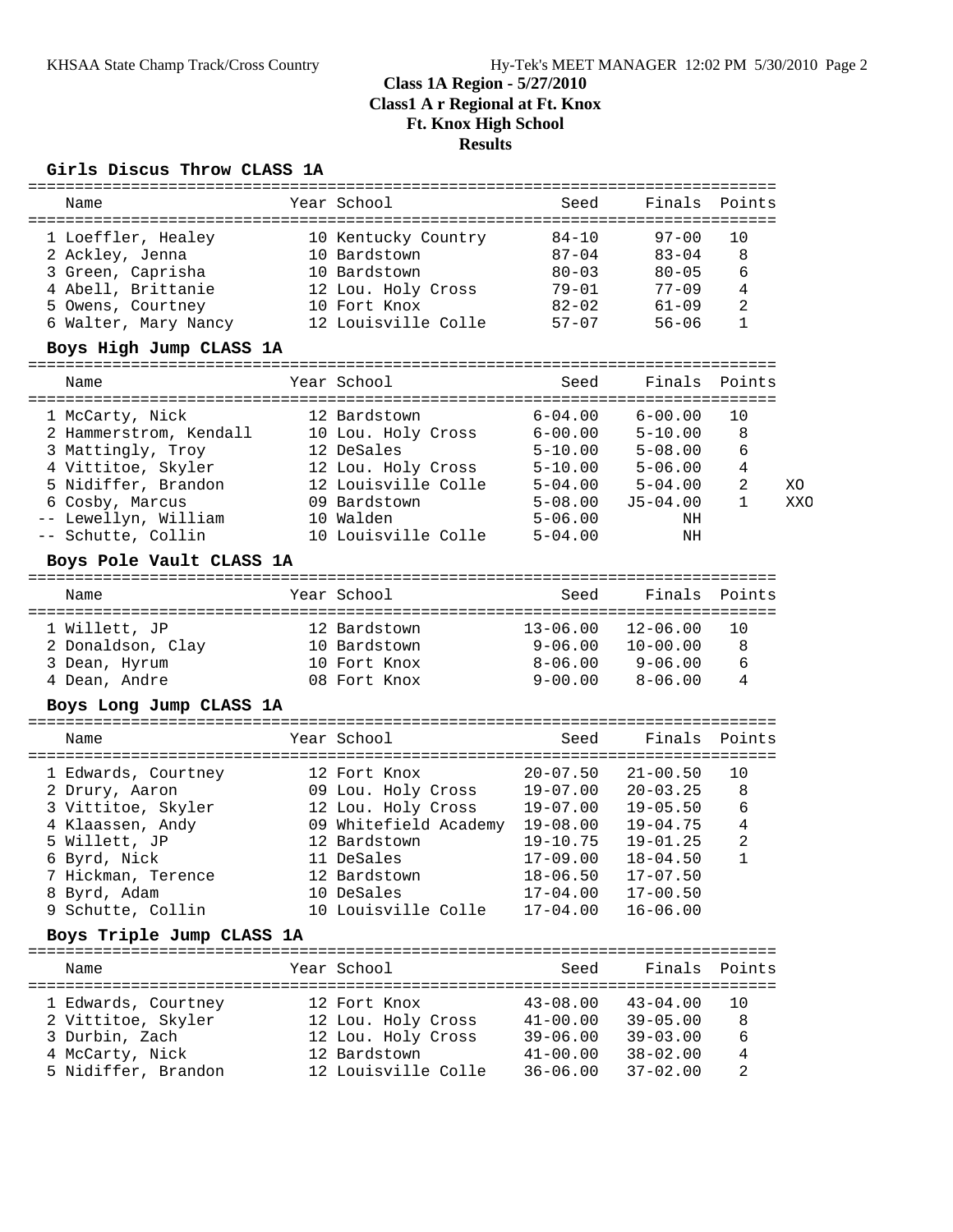## Class 1A Region - 5/27/2010
## Class1 A r Regional at Ft. Knox
## Ft. Knox High School
## Results

### Girls Discus Throw CLASS 1A

| | Name | Year | School | Seed | Finals | Points |
|---|---|---|---|---|---|---|
| 1 | Loeffler, Healey | 10 | Kentucky Country | 84-10 | 97-00 | 10 |
| 2 | Ackley, Jenna | 10 | Bardstown | 87-04 | 83-04 | 8 |
| 3 | Green, Caprisha | 10 | Bardstown | 80-03 | 80-05 | 6 |
| 4 | Abell, Brittanie | 12 | Lou. Holy Cross | 79-01 | 77-09 | 4 |
| 5 | Owens, Courtney | 10 | Fort Knox | 82-02 | 61-09 | 2 |
| 6 | Walter, Mary Nancy | 12 | Louisville Colle | 57-07 | 56-06 | 1 |

### Boys High Jump CLASS 1A

| | Name | Year | School | Seed | Finals | Points | |
|---|---|---|---|---|---|---|---|
| 1 | McCarty, Nick | 12 | Bardstown | 6-04.00 | 6-00.00 | 10 | |
| 2 | Hammerstrom, Kendall | 10 | Lou. Holy Cross | 6-00.00 | 5-10.00 | 8 | |
| 3 | Mattingly, Troy | 12 | DeSales | 5-10.00 | 5-08.00 | 6 | |
| 4 | Vittitoe, Skyler | 12 | Lou. Holy Cross | 5-10.00 | 5-06.00 | 4 | |
| 5 | Nidiffer, Brandon | 12 | Louisville Colle | 5-04.00 | 5-04.00 | 2 | XO |
| 6 | Cosby, Marcus | 09 | Bardstown | 5-08.00 | J5-04.00 | 1 | XXO |
| -- | Lewellyn, William | 10 | Walden | 5-06.00 | NH | | |
| -- | Schutte, Collin | 10 | Louisville Colle | 5-04.00 | NH | | |

### Boys Pole Vault CLASS 1A

| | Name | Year | School | Seed | Finals | Points |
|---|---|---|---|---|---|---|
| 1 | Willett, JP | 12 | Bardstown | 13-06.00 | 12-06.00 | 10 |
| 2 | Donaldson, Clay | 10 | Bardstown | 9-06.00 | 10-00.00 | 8 |
| 3 | Dean, Hyrum | 10 | Fort Knox | 8-06.00 | 9-06.00 | 6 |
| 4 | Dean, Andre | 08 | Fort Knox | 9-00.00 | 8-06.00 | 4 |

### Boys Long Jump CLASS 1A

| | Name | Year | School | Seed | Finals | Points |
|---|---|---|---|---|---|---|
| 1 | Edwards, Courtney | 12 | Fort Knox | 20-07.50 | 21-00.50 | 10 |
| 2 | Drury, Aaron | 09 | Lou. Holy Cross | 19-07.00 | 20-03.25 | 8 |
| 3 | Vittitoe, Skyler | 12 | Lou. Holy Cross | 19-07.00 | 19-05.50 | 6 |
| 4 | Klaassen, Andy | 09 | Whitefield Academy | 19-08.00 | 19-04.75 | 4 |
| 5 | Willett, JP | 12 | Bardstown | 19-10.75 | 19-01.25 | 2 |
| 6 | Byrd, Nick | 11 | DeSales | 17-09.00 | 18-04.50 | 1 |
| 7 | Hickman, Terence | 12 | Bardstown | 18-06.50 | 17-07.50 | |
| 8 | Byrd, Adam | 10 | DeSales | 17-04.00 | 17-00.50 | |
| 9 | Schutte, Collin | 10 | Louisville Colle | 17-04.00 | 16-06.00 | |

### Boys Triple Jump CLASS 1A

| | Name | Year | School | Seed | Finals | Points |
|---|---|---|---|---|---|---|
| 1 | Edwards, Courtney | 12 | Fort Knox | 43-08.00 | 43-04.00 | 10 |
| 2 | Vittitoe, Skyler | 12 | Lou. Holy Cross | 41-00.00 | 39-05.00 | 8 |
| 3 | Durbin, Zach | 12 | Lou. Holy Cross | 39-06.00 | 39-03.00 | 6 |
| 4 | McCarty, Nick | 12 | Bardstown | 41-00.00 | 38-02.00 | 4 |
| 5 | Nidiffer, Brandon | 12 | Louisville Colle | 36-06.00 | 37-02.00 | 2 |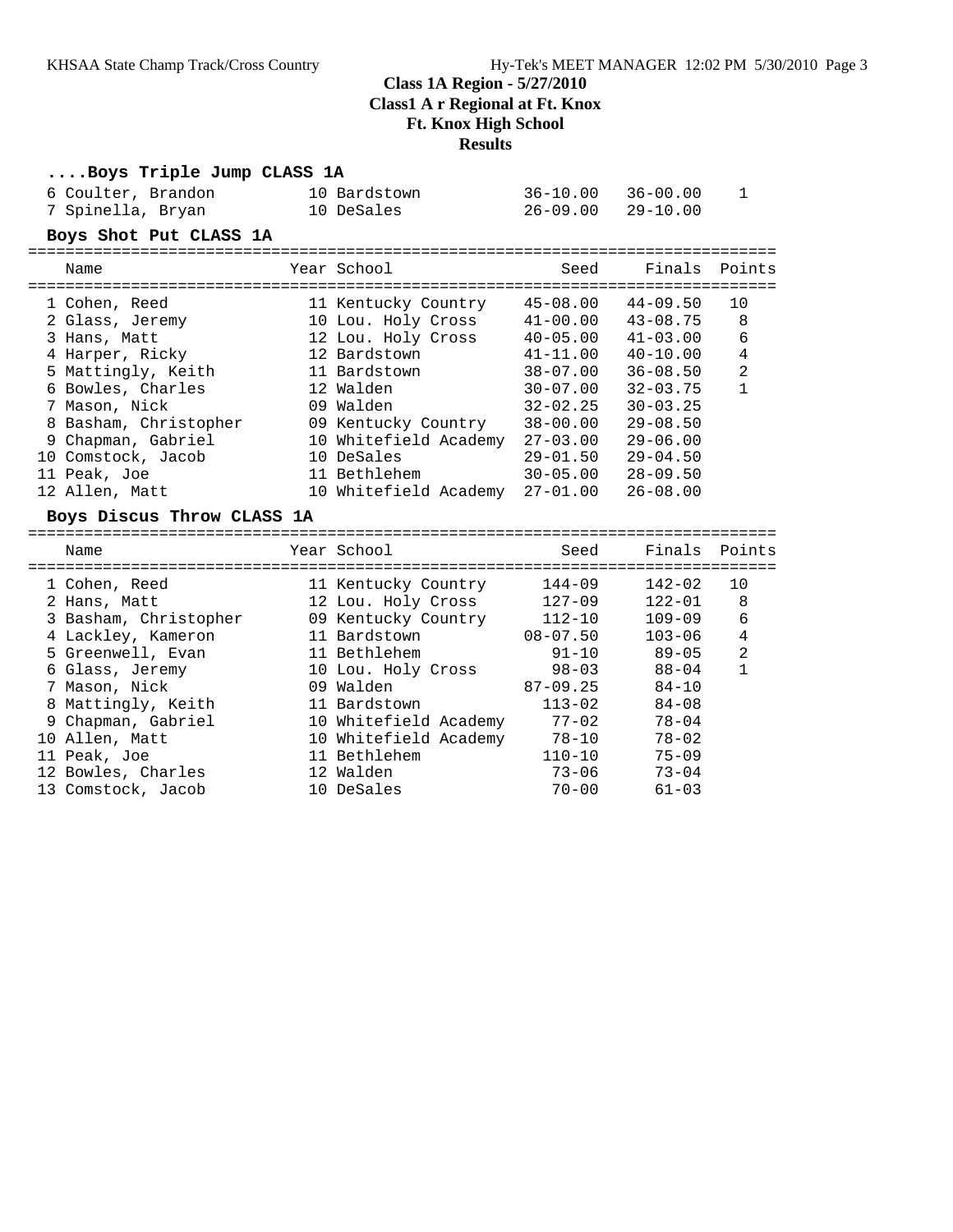# Class 1A Region - 5/27/2010

**Class1 A r Regional at Ft. Knox**

**Ft. Knox High School**

**Results**

### ....Boys Triple Jump CLASS 1A

| | | | | | |
|---|---|---|---|---|---|
| 6 | Coulter, Brandon | 10 Bardstown | 36-10.00 | 36-00.00 | 1 |
| 7 | Spinella, Bryan | 10 DeSales | 26-09.00 | 29-10.00 | |

### Boys Shot Put CLASS 1A

| | Name | Year School | Seed | Finals | Points |
|---|---|---|---|---|---|
| 1 | Cohen, Reed | 11 Kentucky Country | 45-08.00 | 44-09.50 | 10 |
| 2 | Glass, Jeremy | 10 Lou. Holy Cross | 41-00.00 | 43-08.75 | 8 |
| 3 | Hans, Matt | 12 Lou. Holy Cross | 40-05.00 | 41-03.00 | 6 |
| 4 | Harper, Ricky | 12 Bardstown | 41-11.00 | 40-10.00 | 4 |
| 5 | Mattingly, Keith | 11 Bardstown | 38-07.00 | 36-08.50 | 2 |
| 6 | Bowles, Charles | 12 Walden | 30-07.00 | 32-03.75 | 1 |
| 7 | Mason, Nick | 09 Walden | 32-02.25 | 30-03.25 | |
| 8 | Basham, Christopher | 09 Kentucky Country | 38-00.00 | 29-08.50 | |
| 9 | Chapman, Gabriel | 10 Whitefield Academy | 27-03.00 | 29-06.00 | |
| 10 | Comstock, Jacob | 10 DeSales | 29-01.50 | 29-04.50 | |
| 11 | Peak, Joe | 11 Bethlehem | 30-05.00 | 28-09.50 | |
| 12 | Allen, Matt | 10 Whitefield Academy | 27-01.00 | 26-08.00 | |

### Boys Discus Throw CLASS 1A

| | Name | Year School | Seed | Finals | Points |
|---|---|---|---|---|---|
| 1 | Cohen, Reed | 11 Kentucky Country | 144-09 | 142-02 | 10 |
| 2 | Hans, Matt | 12 Lou. Holy Cross | 127-09 | 122-01 | 8 |
| 3 | Basham, Christopher | 09 Kentucky Country | 112-10 | 109-09 | 6 |
| 4 | Lackley, Kameron | 11 Bardstown | 08-07.50 | 103-06 | 4 |
| 5 | Greenwell, Evan | 11 Bethlehem | 91-10 | 89-05 | 2 |
| 6 | Glass, Jeremy | 10 Lou. Holy Cross | 98-03 | 88-04 | 1 |
| 7 | Mason, Nick | 09 Walden | 87-09.25 | 84-10 | |
| 8 | Mattingly, Keith | 11 Bardstown | 113-02 | 84-08 | |
| 9 | Chapman, Gabriel | 10 Whitefield Academy | 77-02 | 78-04 | |
| 10 | Allen, Matt | 10 Whitefield Academy | 78-10 | 78-02 | |
| 11 | Peak, Joe | 11 Bethlehem | 110-10 | 75-09 | |
| 12 | Bowles, Charles | 12 Walden | 73-06 | 73-04 | |
| 13 | Comstock, Jacob | 10 DeSales | 70-00 | 61-03 | |